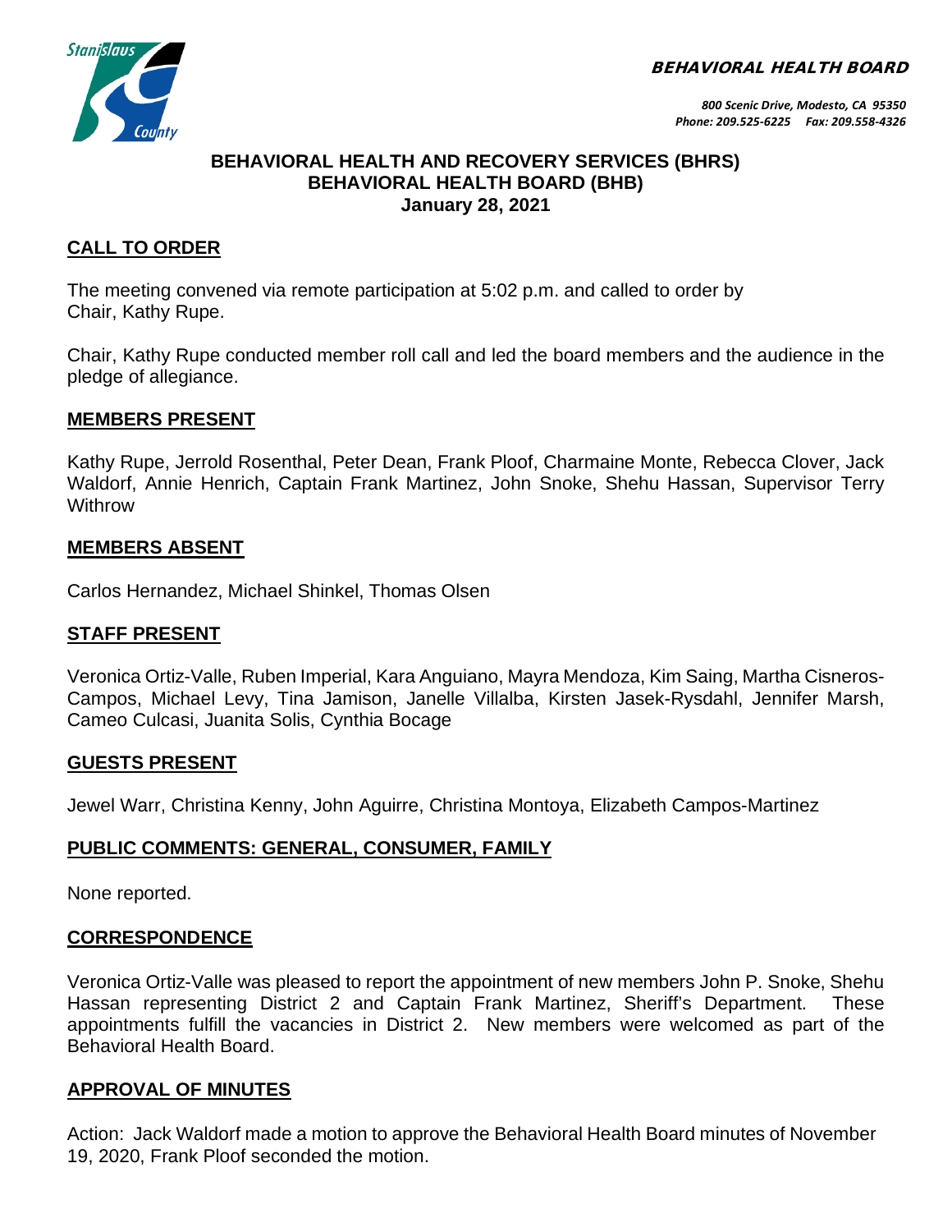BEHAVIORAL HEALTH BOARD

800 Scenic Drive, Modesto, CA 95350
Phone: 209.525-6225 Fax: 209.558-4326

**BEHAVIORAL HEALTH AND RECOVERY SERVICES (BHRS)**
**BEHAVIORAL HEALTH BOARD (BHB)**
**January 28, 2021**

## CALL TO ORDER

The meeting convened via remote participation at 5:02 p.m. and called to order by Chair, Kathy Rupe.

Chair, Kathy Rupe conducted member roll call and led the board members and the audience in the pledge of allegiance.

## MEMBERS PRESENT

Kathy Rupe, Jerrold Rosenthal, Peter Dean, Frank Ploof, Charmaine Monte, Rebecca Clover, Jack Waldorf, Annie Henrich, Captain Frank Martinez, John Snoke, Shehu Hassan, Supervisor Terry Withrow

## MEMBERS ABSENT

Carlos Hernandez, Michael Shinkel, Thomas Olsen

## STAFF PRESENT

Veronica Ortiz-Valle, Ruben Imperial, Kara Anguiano, Mayra Mendoza, Kim Saing, Martha Cisneros-Campos, Michael Levy, Tina Jamison, Janelle Villalba, Kirsten Jasek-Rysdahl, Jennifer Marsh, Cameo Culcasi, Juanita Solis, Cynthia Bocage

## GUESTS PRESENT

Jewel Warr, Christina Kenny, John Aguirre, Christina Montoya, Elizabeth Campos-Martinez

## PUBLIC COMMENTS: GENERAL, CONSUMER, FAMILY

None reported.

## CORRESPONDENCE

Veronica Ortiz-Valle was pleased to report the appointment of new members John P. Snoke, Shehu Hassan representing District 2 and Captain Frank Martinez, Sheriff's Department. These appointments fulfill the vacancies in District 2. New members were welcomed as part of the Behavioral Health Board.

## APPROVAL OF MINUTES

Action: Jack Waldorf made a motion to approve the Behavioral Health Board minutes of November 19, 2020, Frank Ploof seconded the motion.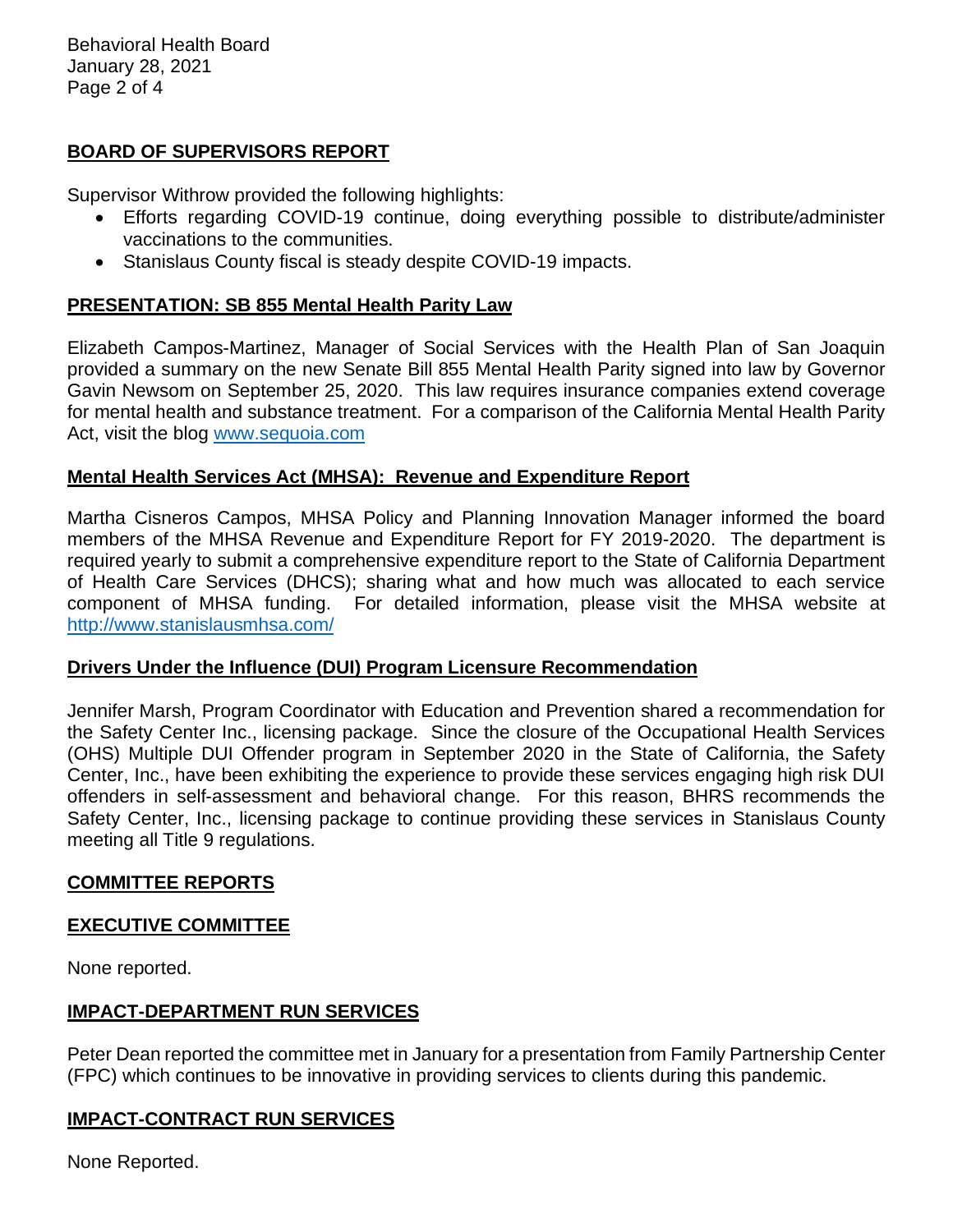## BOARD OF SUPERVISORS REPORT

Supervisor Withrow provided the following highlights:

- Efforts regarding COVID-19 continue, doing everything possible to distribute/administer vaccinations to the communities.
- Stanislaus County fiscal is steady despite COVID-19 impacts.

## PRESENTATION: SB 855 Mental Health Parity Law

Elizabeth Campos-Martinez, Manager of Social Services with the Health Plan of San Joaquin provided a summary on the new Senate Bill 855 Mental Health Parity signed into law by Governor Gavin Newsom on September 25, 2020. This law requires insurance companies extend coverage for mental health and substance treatment. For a comparison of the California Mental Health Parity Act, visit the blog [www.sequoia.com](www.sequoia.com)

## Mental Health Services Act (MHSA): Revenue and Expenditure Report

Martha Cisneros Campos, MHSA Policy and Planning Innovation Manager informed the board members of the MHSA Revenue and Expenditure Report for FY 2019-2020. The department is required yearly to submit a comprehensive expenditure report to the State of California Department of Health Care Services (DHCS); sharing what and how much was allocated to each service component of MHSA funding. For detailed information, please visit the MHSA website at [http://www.stanislausmhsa.com/](http://www.stanislausmhsa.com/)

## Drivers Under the Influence (DUI) Program Licensure Recommendation

Jennifer Marsh, Program Coordinator with Education and Prevention shared a recommendation for the Safety Center Inc., licensing package. Since the closure of the Occupational Health Services (OHS) Multiple DUI Offender program in September 2020 in the State of California, the Safety Center, Inc., have been exhibiting the experience to provide these services engaging high risk DUI offenders in self-assessment and behavioral change. For this reason, BHRS recommends the Safety Center, Inc., licensing package to continue providing these services in Stanislaus County meeting all Title 9 regulations.

## COMMITTEE REPORTS

## EXECUTIVE COMMITTEE

None reported.

## IMPACT-DEPARTMENT RUN SERVICES

Peter Dean reported the committee met in January for a presentation from Family Partnership Center (FPC) which continues to be innovative in providing services to clients during this pandemic.

## IMPACT-CONTRACT RUN SERVICES

None Reported.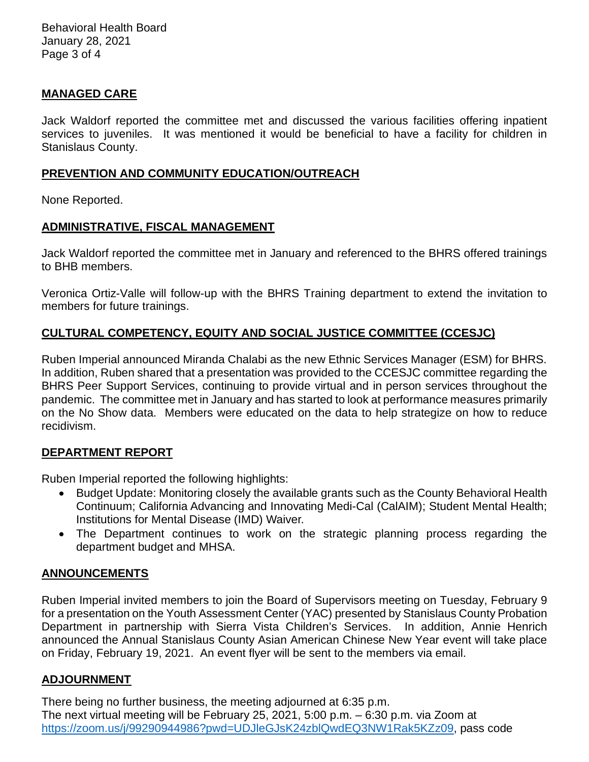## MANAGED CARE

Jack Waldorf reported the committee met and discussed the various facilities offering inpatient services to juveniles. It was mentioned it would be beneficial to have a facility for children in Stanislaus County.

## PREVENTION AND COMMUNITY EDUCATION/OUTREACH

None Reported.

## ADMINISTRATIVE, FISCAL MANAGEMENT

Jack Waldorf reported the committee met in January and referenced to the BHRS offered trainings to BHB members.

Veronica Ortiz-Valle will follow-up with the BHRS Training department to extend the invitation to members for future trainings.

## CULTURAL COMPETENCY, EQUITY AND SOCIAL JUSTICE COMMITTEE (CCESJC)

Ruben Imperial announced Miranda Chalabi as the new Ethnic Services Manager (ESM) for BHRS. In addition, Ruben shared that a presentation was provided to the CCESJC committee regarding the BHRS Peer Support Services, continuing to provide virtual and in person services throughout the pandemic. The committee met in January and has started to look at performance measures primarily on the No Show data. Members were educated on the data to help strategize on how to reduce recidivism.

## DEPARTMENT REPORT

Ruben Imperial reported the following highlights:

- Budget Update: Monitoring closely the available grants such as the County Behavioral Health Continuum; California Advancing and Innovating Medi-Cal (CalAIM); Student Mental Health; Institutions for Mental Disease (IMD) Waiver.
- The Department continues to work on the strategic planning process regarding the department budget and MHSA.

## ANNOUNCEMENTS

Ruben Imperial invited members to join the Board of Supervisors meeting on Tuesday, February 9 for a presentation on the Youth Assessment Center (YAC) presented by Stanislaus County Probation Department in partnership with Sierra Vista Children's Services. In addition, Annie Henrich announced the Annual Stanislaus County Asian American Chinese New Year event will take place on Friday, February 19, 2021. An event flyer will be sent to the members via email.

## ADJOURNMENT

There being no further business, the meeting adjourned at 6:35 p.m.
The next virtual meeting will be February 25, 2021, 5:00 p.m. – 6:30 p.m. via Zoom at [https://zoom.us/j/99290944986?pwd=UDJleGJsK24zblQwdEQ3NW1Rak5KZz09](https://zoom.us/j/99290944986?pwd=UDJleGJsK24zblQwdEQ3NW1Rak5KZz09), pass code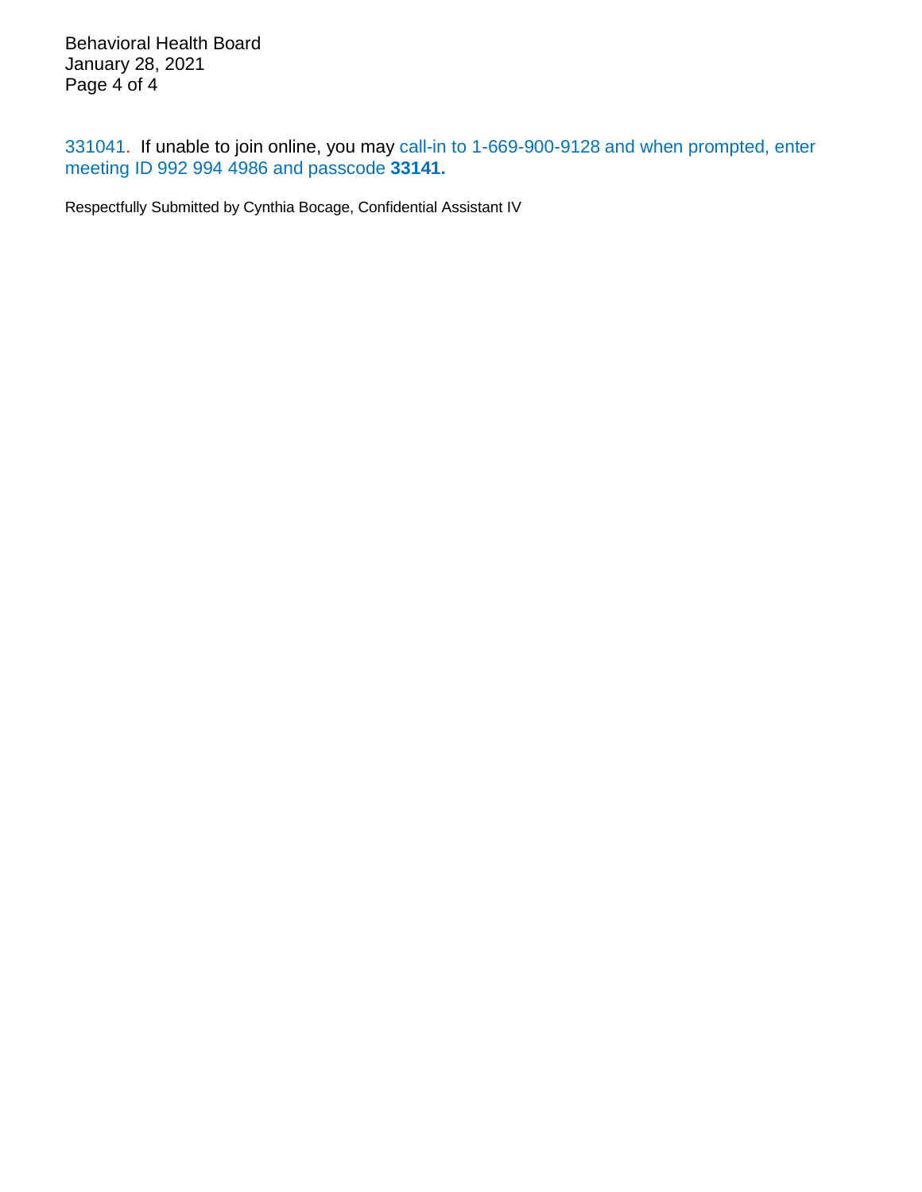331041. If unable to join online, you may call-in to 1-669-900-9128 and when prompted, enter meeting ID 992 994 4986 and passcode **33141.**

Respectfully Submitted by Cynthia Bocage, Confidential Assistant IV